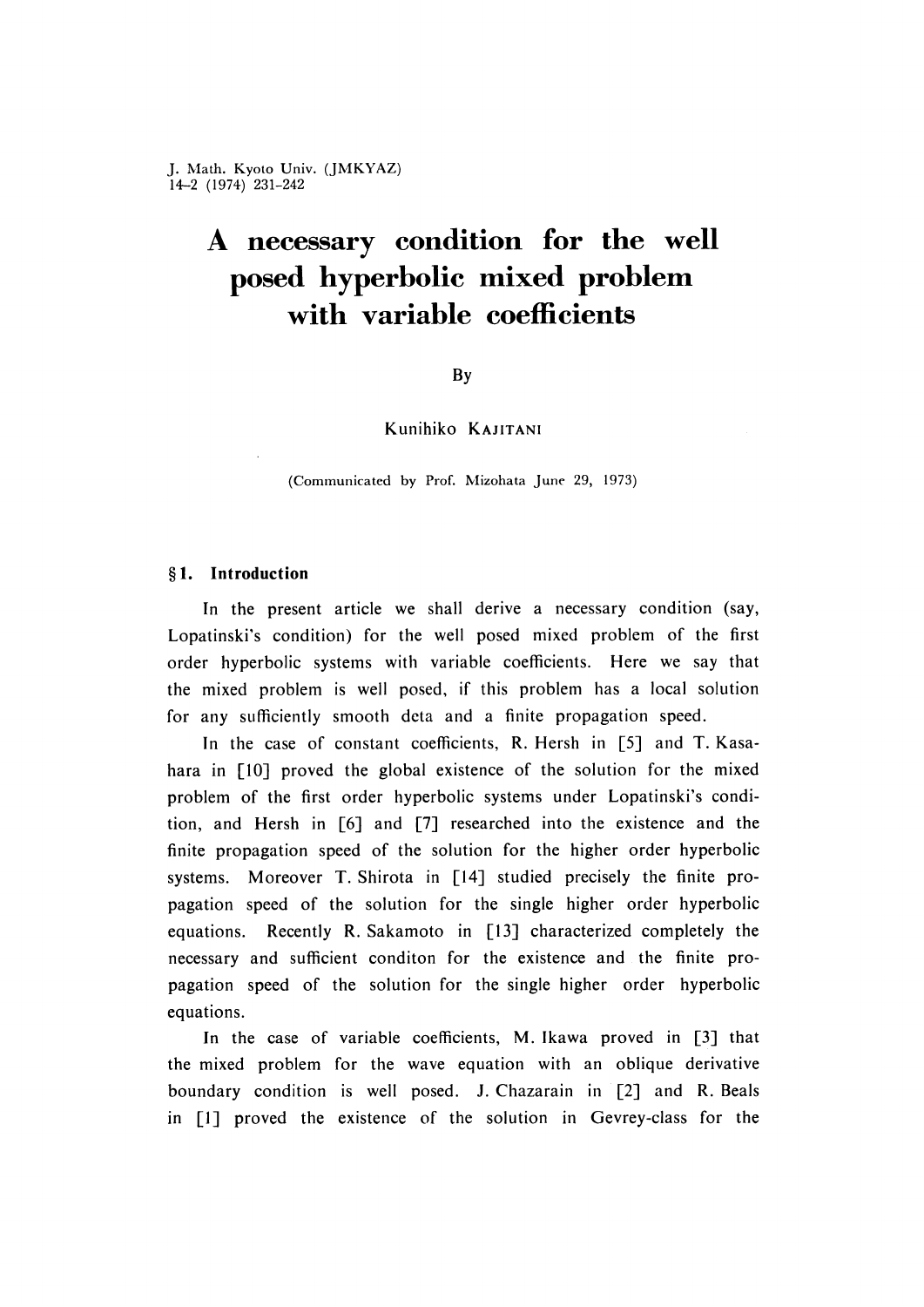# A necessary condition for the well posed hyperbolic mixed problem with variable coefficients

By

Kunihiko KAJITANI

(Communicated by Prof. Mizohata June 29, 1973)

## §1. Introduction

In the present article we shall derive a necessary condition (say, Lopatinski's condition) for the well posed mixed problem of the first order hyperbolic systems with variable coefficients. Here we say that the mixed problem is well posed, if this problem has a local solution for any sufficiently smooth deta and a finite propagation speed.

In the case of constant coefficients, R. Hersh in [5] and T. Kasahara in [10] proved the global existence of the solution for the mixed problem of the first order hyperbolic systems under Lopatinski's condition, and Hersh in [6] and [7] researched into the existence and the finite propagation speed of the solution for the higher order hyperbolic systems. Moreover T. Shirota in [14] studied precisely the finite propagation speed of the solution for the single higher order hyperbolic equations. Recently R. Sakamoto in [13] characterized completely the necessary and sufficient conditon for the existence and the finite propagation speed of the solution for the single higher order hyperbolic equations.

In the case of variable coefficients, M. Ikawa proved in [3] that the mixed problem for the wave equation with an oblique derivative boundary condition is well posed. J. Chazarain in [2] and R. Beals in [1] proved the existence of the solution in Gevrey-class for the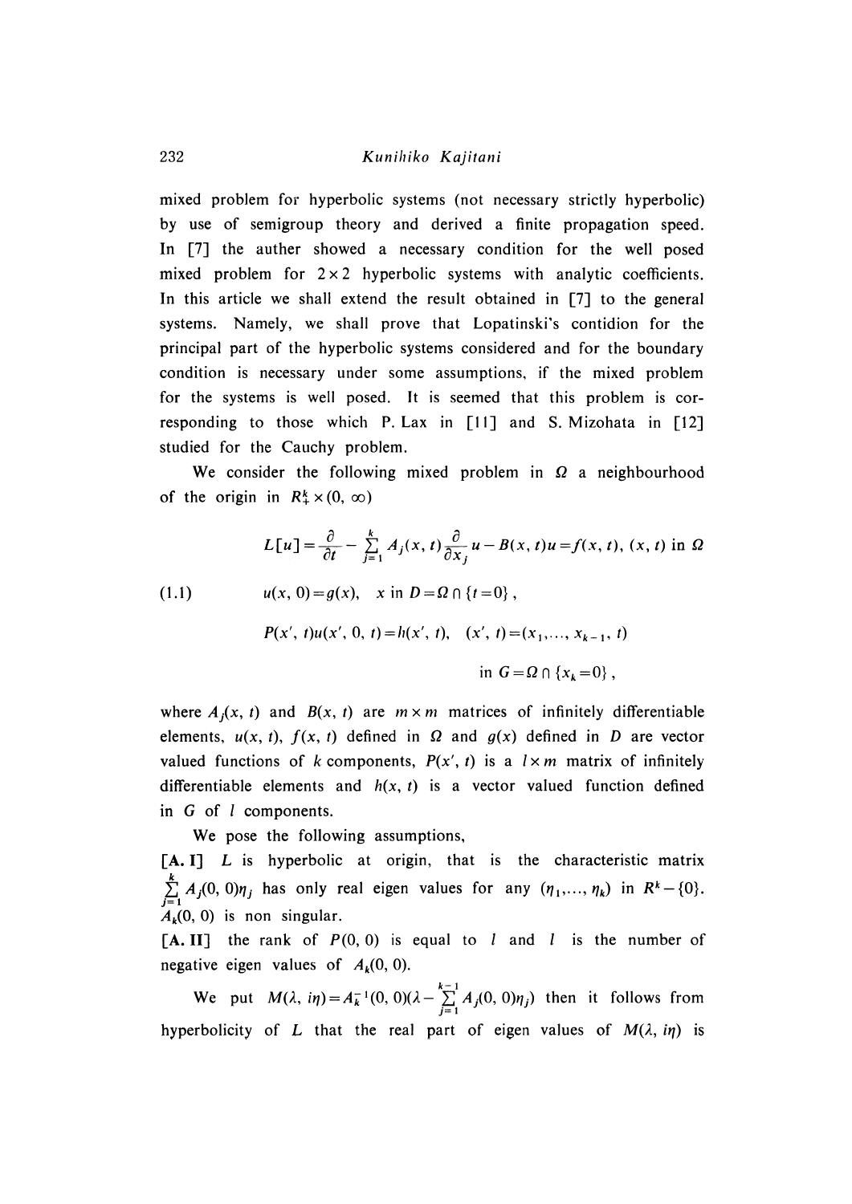mixed problem for hyperbolic systems (not necessary strictly hyperbolic) by use of semigroup theory and derived a finite propagation speed. In [7] the auther showed a necessary condition for the well posed mixed problem for $2\times 2$ hyperbolic systems with analytic coefficients. In this article we shall extend the result obtained in [7] to the general systems. Namely, we shall prove that Lopatinski's contidion for the principal part of the hyperbolic systems considered and for the boundary condition is necessary under some assumptions, if the mixed problem for the systems is well posed. It is seemed that this problem is corresponding to those which P. Lax in [11] and S. Mizohata in [12] studied for the Cauchy problem.

We consider the following mixed problem in $\Omega$ a neighbourhood of the origin in $R_+^k \times (0, \infty)$

$$
(1.1)\qquad
\begin{aligned}
&L[u]=\frac{\partial}{\partial t}-\sum_{j=1}^{k} A_j(x,t)\frac{\partial}{\partial x_j}u-B(x,t)u=f(x,t),\ (x,t) \text{ in } \Omega\\
&u(x,0)=g(x),\quad x \text{ in } D=\Omega\cap\{t=0\},\\
&P(x',t)u(x',0,t)=h(x',t),\quad (x',t)=(x_1,\dots,x_{k-1},t)\\
&\qquad\qquad\qquad\qquad\qquad\qquad \text{in } G=\Omega\cap\{x_k=0\},
\end{aligned}
$$

where $A_j(x,t)$ and $B(x,t)$ are $m\times m$ matrices of infinitely differentiable elements, $u(x,t)$, $f(x,t)$ defined in $\Omega$ and $g(x)$ defined in $D$ are vector valued functions of $k$ components, $P(x',t)$ is a $l\times m$ matrix of infinitely differentiable elements and $h(x,t)$ is a vector valued function defined in $G$ of $l$ components.

We pose the following assumptions,

[A. I] $L$ is hyperbolic at origin, that is the characteristic matrix $\sum_{j=1}^{k} A_j(0,0)\eta_j$ has only real eigen values for any $(\eta_1,\dots,\eta_k)$ in $R^k-\{0\}$. $A_k(0,0)$ is non singular.

[A. II] the rank of $P(0,0)$ is equal to $l$ and $l$ is the number of negative eigen values of $A_k(0,0)$.

We put $M(\lambda, i\eta)=A_k^{-1}(0,0)(\lambda-\sum_{j=1}^{k-1} A_j(0,0)\eta_j)$ then it follows from hyperbolicity of $L$ that the real part of eigen values of $M(\lambda, i\eta)$ is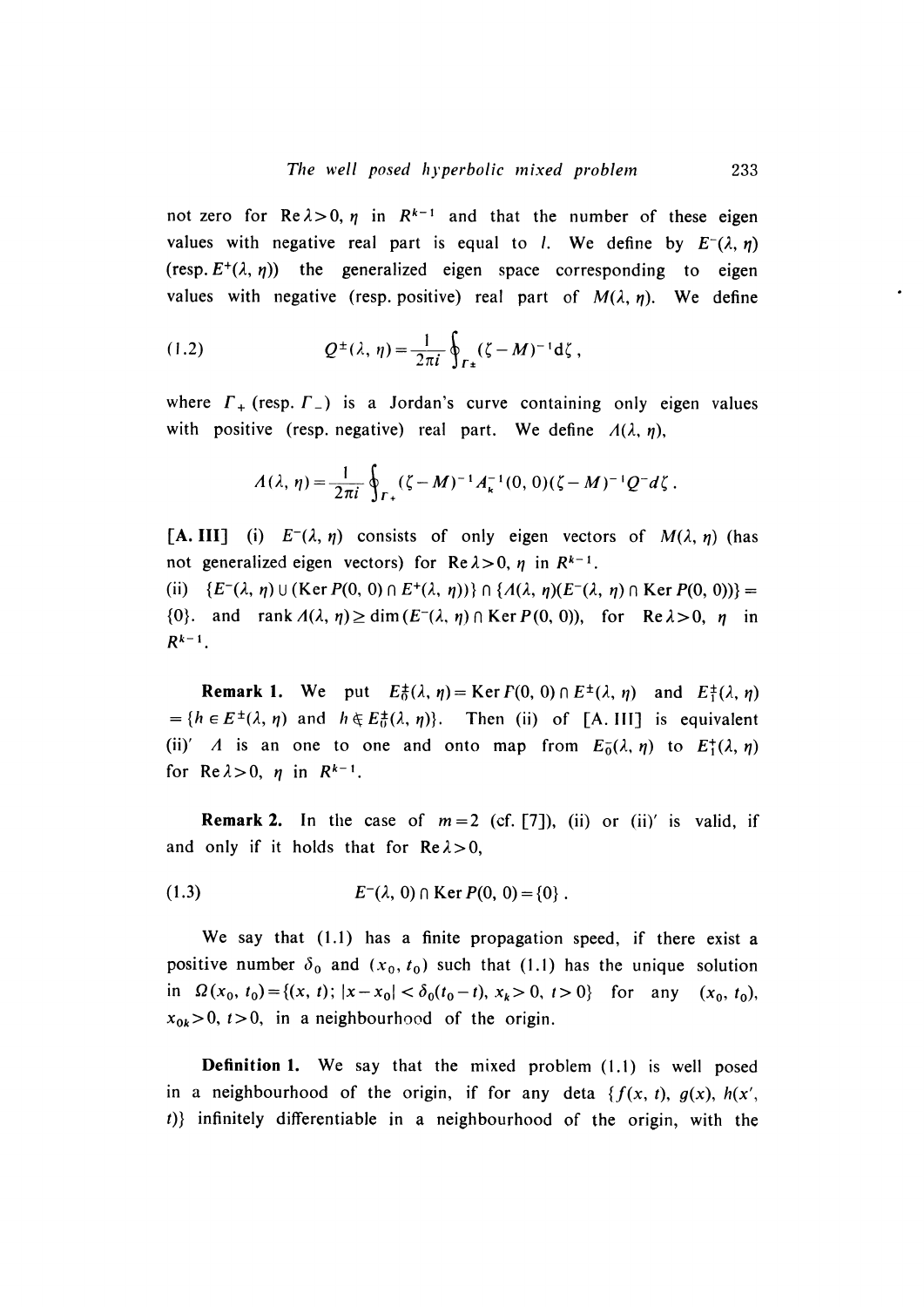not zero for $\operatorname{Re}\lambda>0$, $\eta$ in $R^{k-1}$ and that the number of these eigen values with negative real part is equal to $l$. We define by $E^-(\lambda, \eta)$ (resp. $E^+(\lambda, \eta)$) the generalized eigen space corresponding to eigen values with negative (resp. positive) real part of $M(\lambda, \eta)$. We define

$$Q^{\pm}(\lambda, \eta)=\frac{1}{2\pi i}\oint_{\Gamma_\pm}(\zeta-M)^{-1}\mathrm{d}\zeta\,, \tag{1.2}$$

where $\Gamma_+$ (resp. $\Gamma_-$) is a Jordan's curve containing only eigen values with positive (resp. negative) real part. We define $\Lambda(\lambda, \eta)$,

$$\Lambda(\lambda, \eta)=\frac{1}{2\pi i}\oint_{\Gamma_+}(\zeta-M)^{-1}A_k^{-1}(0, 0)(\zeta-M)^{-1}Q^{-}d\zeta\,.$$

[A. III] (i) $E^-(\lambda, \eta)$ consists of only eigen vectors of $M(\lambda, \eta)$ (has not generalized eigen vectors) for $\operatorname{Re}\lambda>0$, $\eta$ in $R^{k-1}$.

(ii) $\{E^-(\lambda, \eta)\cup(\operatorname{Ker}P(0, 0)\cap E^+(\lambda, \eta))\}\cap\{\Lambda(\lambda, \eta)(E^-(\lambda, \eta)\cap\operatorname{Ker}P(0, 0))\}=\{0\}$. and $\operatorname{rank}\Lambda(\lambda, \eta)\geq\dim(E^-(\lambda, \eta)\cap\operatorname{Ker}P(0, 0))$, for $\operatorname{Re}\lambda>0$, $\eta$ in $R^{k-1}$.

**Remark 1.** We put $E_0^{\pm}(\lambda, \eta)=\operatorname{Ker}P(0, 0)\cap E^{\pm}(\lambda, \eta)$ and $E_1^{\pm}(\lambda, \eta)=\{h\in E^{\pm}(\lambda, \eta)$ and $h\notin E_0^{\pm}(\lambda, \eta)\}$. Then (ii) of [A. III] is equivalent

(ii)' $\Lambda$ is an one to one and onto map from $E_0^-(\lambda, \eta)$ to $E_1^+(\lambda, \eta)$ for $\operatorname{Re}\lambda>0$, $\eta$ in $R^{k-1}$.

**Remark 2.** In the case of $m=2$ (cf. [7]), (ii) or (ii)' is valid, if and only if it holds that for $\operatorname{Re}\lambda>0$,

$$E^-(\lambda, 0)\cap\operatorname{Ker}P(0, 0)=\{0\}\,. \tag{1.3}$$

We say that (1.1) has a finite propagation speed, if there exist a positive number $\delta_0$ and $(x_0, t_0)$ such that (1.1) has the unique solution in $\Omega(x_0, t_0)=\{(x, t);\ |x-x_0|<\delta_0(t_0-t),\ x_k>0,\ t>0\}$ for any $(x_0, t_0)$, $x_{0k}>0$, $t>0$, in a neighbourhood of the origin.

**Definition 1.** We say that the mixed problem (1.1) is well posed in a neighbourhood of the origin, if for any deta $\{f(x, t), g(x), h(x', t)\}$ infinitely differentiable in a neighbourhood of the origin, with the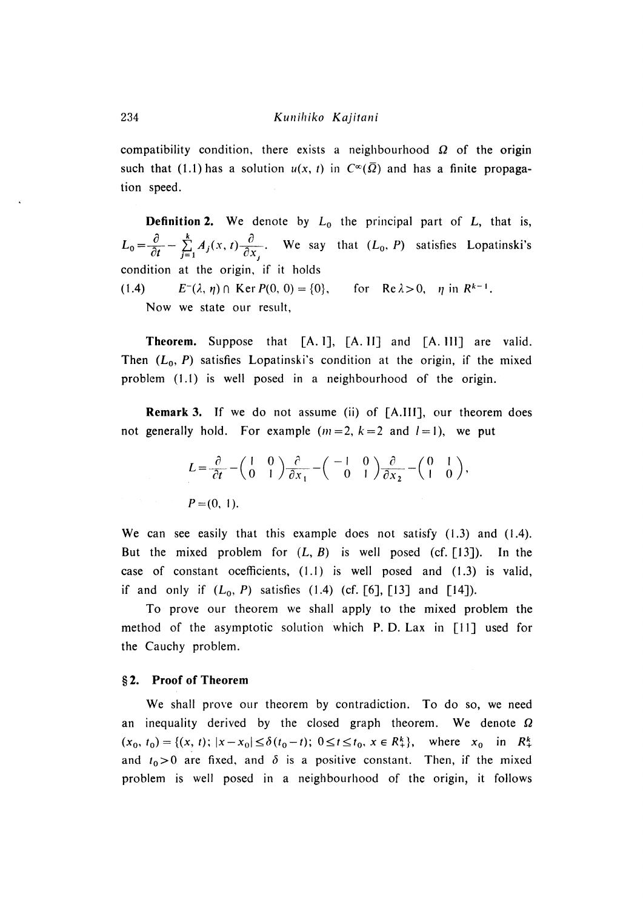compatibility condition, there exists a neighbourhood $\Omega$ of the origin such that (1.1) has a solution $u(x, t)$ in $C^\infty(\bar{\Omega})$ and has a finite propagation speed.

**Definition 2.** We denote by $L_0$ the principal part of $L$, that is, $L_0 = \frac{\partial}{\partial t} - \sum_{j=1}^{k} A_j(x, t) \frac{\partial}{\partial x_j}$. We say that $(L_0, P)$ satisfies Lopatinski's condition at the origin, if it holds

$$E^-(\lambda, \eta) \cap \operatorname{Ker} P(0, 0) = \{0\}, \quad \text{for } \operatorname{Re}\lambda > 0, \ \eta \text{ in } R^{k-1}. \tag{1.4}$$

Now we state our result,

**Theorem.** Suppose that [A. I], [A. II] and [A. III] are valid. Then $(L_0, P)$ satisfies Lopatinski's condition at the origin, if the mixed problem (1.1) is well posed in a neighbourhood of the origin.

**Remark 3.** If we do not assume (ii) of [A.III], our theorem does not generally hold. For example ($m=2$, $k=2$ and $l=1$), we put

$$L = \frac{\partial}{\partial t} - \begin{pmatrix} 1 & 0 \\ 0 & 1 \end{pmatrix} \frac{\partial}{\partial x_1} - \begin{pmatrix} -1 & 0 \\ 0 & 1 \end{pmatrix} \frac{\partial}{\partial x_2} - \begin{pmatrix} 0 & 1 \\ 1 & 0 \end{pmatrix},$$

$$P = (0, 1).$$

We can see easily that this example does not satisfy (1.3) and (1.4). But the mixed problem for $(L, B)$ is well posed (cf. [13]). In the case of constant ocefficients, (1.1) is well posed and (1.3) is valid, if and only if $(L_0, P)$ satisfies (1.4) (cf. [6], [13] and [14]).

To prove our theorem we shall apply to the mixed problem the method of the asymptotic solution which P. D. Lax in [11] used for the Cauchy problem.

## § 2. Proof of Theorem

We shall prove our theorem by contradiction. To do so, we need an inequality derived by the closed graph theorem. We denote $\Omega(x_0, t_0) = \{(x, t); |x - x_0| \leq \delta(t_0 - t); 0 \leq t \leq t_0, x \in R_+^k\}$, where $x_0$ in $R_+^k$ and $t_0 > 0$ are fixed, and $\delta$ is a positive constant. Then, if the mixed problem is well posed in a neighbourhood of the origin, it follows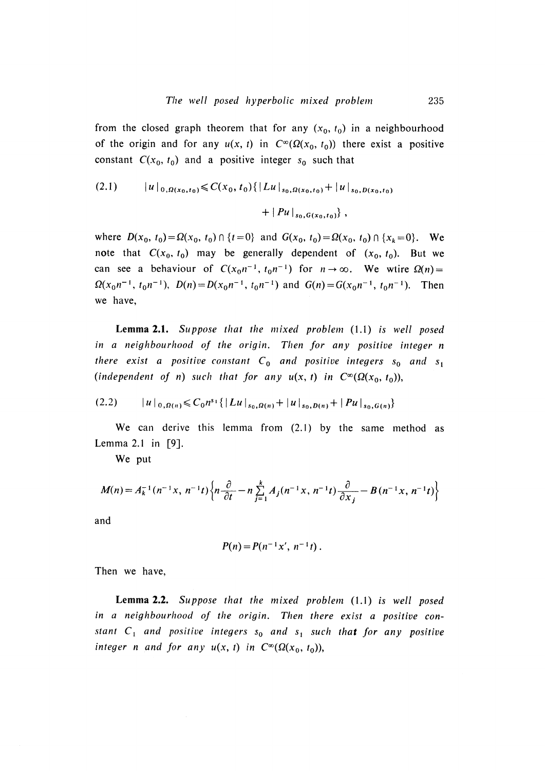from the closed graph theorem that for any $(x_0, t_0)$ in a neighbourhood of the origin and for any $u(x, t)$ in $C^\infty(\Omega(x_0, t_0))$ there exist a positive constant $C(x_0, t_0)$ and a positive integer $s_0$ such that

$$(2.1)\qquad |u|_{0,\Omega(x_0,t_0)} \leqslant C(x_0, t_0)\{|Lu|_{s_0,\Omega(x_0,t_0)} + |u|_{s_0,D(x_0,t_0)} + |Pu|_{s_0,G(x_0,t_0)}\},$$

where $D(x_0, t_0) = \Omega(x_0, t_0) \cap \{t=0\}$ and $G(x_0, t_0) = \Omega(x_0, t_0) \cap \{x_k = 0\}$. We note that $C(x_0, t_0)$ may be generally dependent of $(x_0, t_0)$. But we can see a behaviour of $C(x_0 n^{-1}, t_0 n^{-1})$ for $n \to \infty$. We wtire $\Omega(n) = \Omega(x_0 n^{-1}, t_0 n^{-1})$, $D(n) = D(x_0 n^{-1}, t_0 n^{-1})$ and $G(n) = G(x_0 n^{-1}, t_0 n^{-1})$. Then we have,

**Lemma 2.1.** *Suppose that the mixed problem (1.1) is well posed in a neighbourhood of the origin. Then for any positive integer $n$ there exist a positive constant $C_0$ and positive integers $s_0$ and $s_1$ (independent of $n$) such that for any $u(x, t)$ in $C^\infty(\Omega(x_0, t_0))$,*

$$(2.2)\qquad |u|_{0,\Omega(n)} \leqslant C_0 n^{s_1}\{|Lu|_{s_0,\Omega(n)} + |u|_{s_0,D(n)} + |Pu|_{s_0,G(n)}\}$$

We can derive this lemma from (2.1) by the same method as Lemma 2.1 in [9].

We put

$$M(n) = A_k^{-1}(n^{-1}x, n^{-1}t)\left\{n\frac{\partial}{\partial t} - n\sum_{j=1}^{k} A_j(n^{-1}x, n^{-1}t)\frac{\partial}{\partial x_j} - B(n^{-1}x, n^{-1}t)\right\}$$

and

$$P(n) = P(n^{-1}x', n^{-1}t)\,.$$

Then we have,

**Lemma 2.2.** *Suppose that the mixed problem (1.1) is well posed in a neighbourhood of the origin. Then there exist a positive constant $C_1$ and positive integers $s_0$ and $s_1$ such that for any positive integer $n$ and for any $u(x, t)$ in $C^\infty(\Omega(x_0, t_0))$,*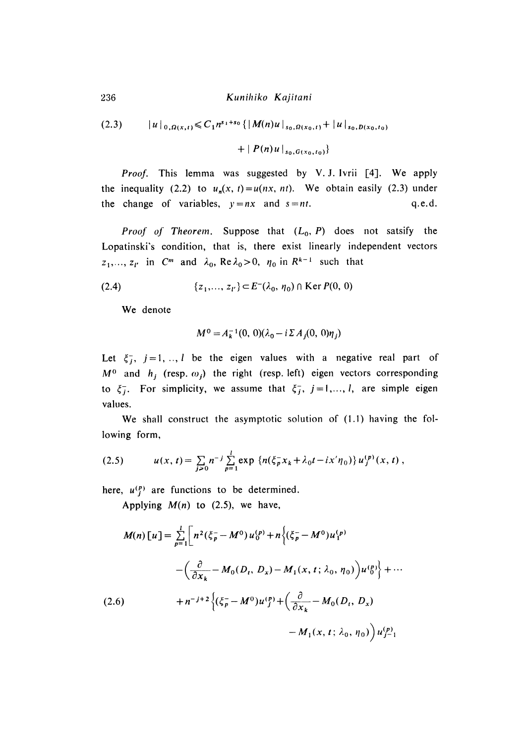$$(2.3) \qquad |u|_{0,\Omega(x,t)} \leqslant C_1 n^{s_1+s_0} \{ |M(n)u|_{s_0,\Omega(x_0,t)} + |u|_{s_0,D(x_0,t_0)} + |P(n)u|_{s_0,G(x_0,t_0)} \}$$

*Proof.* This lemma was suggested by V. J. Ivrii [4]. We apply the inequality (2.2) to $u_n(x, t) = u(nx, nt)$. We obtain easily (2.3) under the change of variables, $y = nx$ and $s = nt$. q.e.d.

*Proof of Theorem.* Suppose that $(L_0, P)$ does not satsify the Lopatinski's condition, that is, there exist linearly independent vectors $z_1, \ldots, z_{l'}$ in $C^m$ and $\lambda_0$, $\operatorname{Re} \lambda_0 > 0$, $\eta_0$ in $R^{k-1}$ such that

$$(2.4) \qquad \{z_1, \ldots, z_{l'}\} \subset E^-(\lambda_0, \eta_0) \cap \operatorname{Ker} P(0, 0)$$

We denote

$$M^0 = A_k^{-1}(0, 0)(\lambda_0 - i \Sigma A_j(0, 0)\eta_j)$$

Let $\xi_j^-$, $j = 1, \ldots, l$ be the eigen values with a negative real part of $M^0$ and $h_j$ (resp. $\omega_j$) the right (resp. left) eigen vectors corresponding to $\xi_j^-$. For simplicity, we assume that $\xi_j^-$, $j = 1, \ldots, l$, are simple eigen values.

We shall construct the asymptotic solution of (1.1) having the following form,

$$(2.5) \qquad u(x, t) = \sum_{j \geqslant 0} n^{-j} \sum_{p=1}^{l} \exp\{n(\xi_p^- x_k + \lambda_0 t - i x' \eta_0)\} u_j^{(p)}(x, t),$$

here, $u_j^{(p)}$ are functions to be determined.

Applying $M(n)$ to (2.5), we have,

$$\begin{aligned}
M(n)[u] = \sum_{p=1}^{l} \Big[ & n^2(\xi_p^- - M^0) u_0^{(p)} + n\Big\{(\xi_p^- - M^0) u_1^{(p)} \\
& - \Big(\frac{\partial}{\partial x_k} - M_0(D_t, D_x) - M_1(x, t; \lambda_0, \eta_0)\Big) u_0^{(p)}\Big\} + \cdots \\
& + n^{-j+2}\Big\{(\xi_p^- - M^0) u_j^{(p)} + \Big(\frac{\partial}{\partial x_k} - M_0(D_t, D_x) \\
& - M_1(x, t; \lambda_0, \eta_0)\Big) u_{j-1}^{(p)}
\end{aligned} \qquad (2.6)$$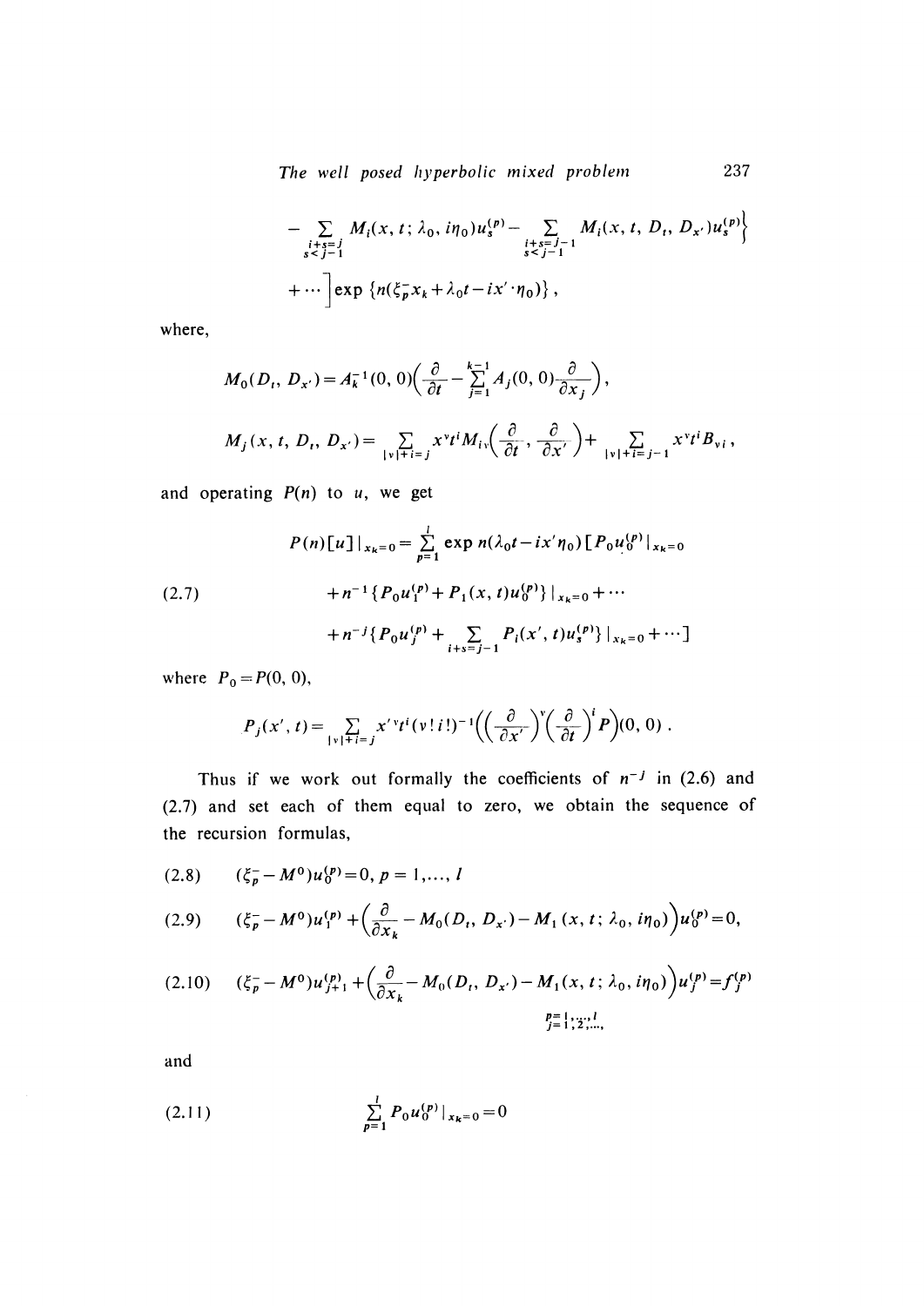$$- \sum_{\substack{i+s=j \\ s<j-1}} M_i(x, t; \lambda_0, i\eta_0) u_s^{(p)} - \sum_{\substack{i+s=j-1 \\ s<j-1}} M_i(x, t, D_t, D_{x'}) u_s^{(p)} \Big\}$$

$$+ \cdots \Big] \exp \{ n(\xi_p^- x_k + \lambda_0 t - i x' \cdot \eta_0) \},$$

where,

$$M_0(D_t, D_{x'}) = A_k^{-1}(0, 0) \Big( \frac{\partial}{\partial t} - \sum_{j=1}^{k-1} A_j(0, 0) \frac{\partial}{\partial x_j} \Big),$$

$$M_j(x, t, D_t, D_{x'}) = \sum_{|v|+i=j} x^v t^i M_{iv} \Big( \frac{\partial}{\partial t}, \frac{\partial}{\partial x'} \Big) + \sum_{|v|+i=j-1} x^v t^i B_{vi},$$

and operating $P(n)$ to $u$, we get

$$P(n)[u]|_{x_k=0} = \sum_{p=1}^{l} \exp n(\lambda_0 t - i x' \eta_0) [P_0 u_0^{(p)}|_{x_k=0}$$

$$+ n^{-1} \{ P_0 u_1^{(p)} + P_1(x, t) u_0^{(p)} \} |_{x_k=0} + \cdots \tag{2.7}$$

$$+ n^{-j} \{ P_0 u_j^{(p)} + \sum_{i+s=j-1} P_i(x', t) u_s^{(p)} \} |_{x_k=0} + \cdots ]$$

where $P_0 = P(0, 0)$,

$$P_j(x', t) = \sum_{|v|+i=j} x'^v t^i (v! i!)^{-1} \Big( \Big( \frac{\partial}{\partial x'} \Big)^v \Big( \frac{\partial}{\partial t} \Big)^i P \Big)(0, 0).$$

Thus if we work out formally the coefficients of $n^{-j}$ in (2.6) and (2.7) and set each of them equal to zero, we obtain the sequence of the recursion formulas,

$$(\xi_p^- - M^0) u_0^{(p)} = 0, \; p = 1, \ldots, l \tag{2.8}$$

$$(\xi_p^- - M^0) u_1^{(p)} + \Big( \frac{\partial}{\partial x_k} - M_0(D_t, D_{x'}) - M_1(x, t; \lambda_0, i\eta_0) \Big) u_0^{(p)} = 0, \tag{2.9}$$

$$(\xi_p^- - M^0) u_{j+1}^{(p)} + \Big( \frac{\partial}{\partial x_k} - M_0(D_t, D_{x'}) - M_1(x, t; \lambda_0, i\eta_0) \Big) u_j^{(p)} = f_j^{(p)} \tag{2.10}$$

$$p = 1, \ldots, l, \quad j = 1, 2, \ldots,$$

and

$$\sum_{p=1}^{l} P_0 u_0^{(p)}|_{x_k=0} = 0 \tag{2.11}$$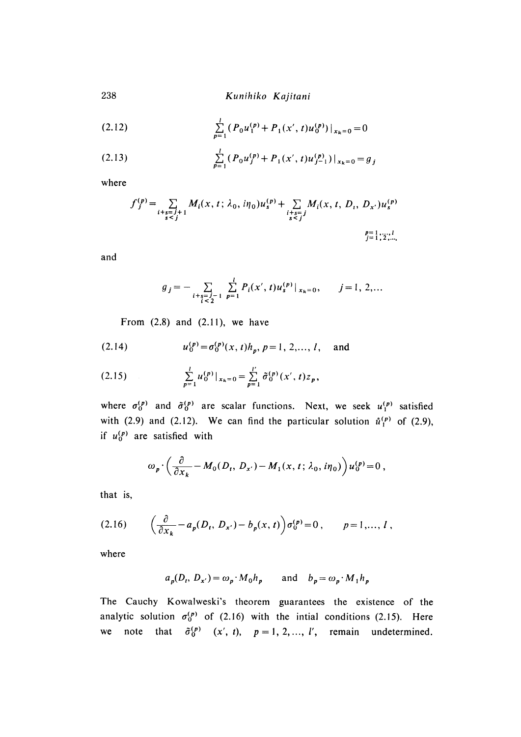$$\sum_{p=1}^{l} (P_0 u_1^{(p)} + P_1(x', t) u_0^{(p)})|_{x_k=0} = 0 \tag{2.12}$$

$$\sum_{p=1}^{l} (P_0 u_j^{(p)} + P_1(x', t) u_{j-1}^{(p)})|_{x_k=0} = g_j \tag{2.13}$$

where

$$f_j^{(p)} = \sum_{\substack{i+s=j+1 \\ s<j}} M_i(x, t; \lambda_0, i\eta_0) u_s^{(p)} + \sum_{\substack{i+s=j \\ s<j}} M_i(x, t, D_t, D_{x'}) u_s^{(p)}$$

$$\substack{p=1,\dots,l \\ j=1,2,\dots}$$

and

$$g_j = -\sum_{\substack{i+s=j-1 \\ i<2}} \sum_{p=1}^{l} P_i(x', t) u_s^{(p)}|_{x_k=0}, \qquad j=1, 2,\dots$$

From (2.8) and (2.11), we have

$$u_0^{(p)} = \sigma_0^{(p)}(x, t) h_p, \; p=1, 2,\dots, l, \quad \text{and} \tag{2.14}$$

$$\sum_{p=1}^{l} u_0^{(p)}|_{x_k=0} = \sum_{p=1}^{l'} \tilde{\sigma}_0^{(p)}(x', t) z_p, \tag{2.15}$$

where $\sigma_0^{(p)}$ and $\tilde{\sigma}_0^{(p)}$ are scalar functions. Next, we seek $u_1^{(p)}$ satisfied with (2.9) and (2.12). We can find the particular solution $\mathring{u}_1^{(p)}$ of (2.9), if $u_0^{(p)}$ are satisfied with

$$\omega_p \cdot \left( \frac{\partial}{\partial x_k} - M_0(D_t, D_{x'}) - M_1(x, t; \lambda_0, i\eta_0) \right) u_0^{(p)} = 0,$$

that is,

$$\left( \frac{\partial}{\partial x_k} - a_p(D_t, D_{x'}) - b_p(x, t) \right) \sigma_0^{(p)} = 0, \qquad p=1,\dots, l, \tag{2.16}$$

where

$$a_p(D_t, D_{x'}) = \omega_p \cdot M_0 h_p \qquad \text{and} \quad b_p = \omega_p \cdot M_1 h_p$$

The Cauchy Kowalweski's theorem guarantees the existence of the analytic solution $\sigma_0^{(p)}$ of (2.16) with the intial conditions (2.15). Here we note that $\tilde{\sigma}_0^{(p)}$ $(x', t)$, $p=1, 2,\dots, l'$, remain undetermined.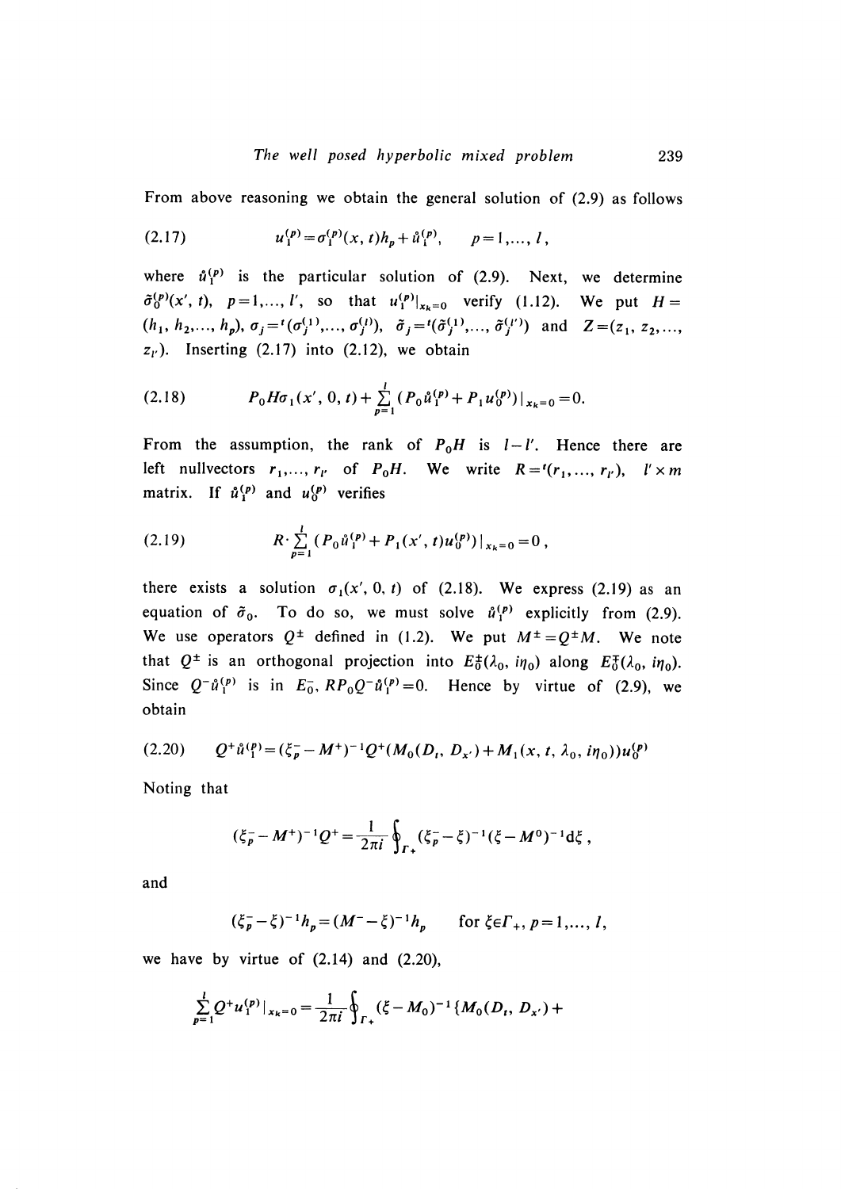From above reasoning we obtain the general solution of (2.9) as follows

$$u_1^{(p)} = \sigma_1^{(p)}(x, t)h_p + \mathring{u}_1^{(p)}, \qquad p = 1,\dots, l, \tag{2.17}$$

where $\mathring{u}_1^{(p)}$ is the particular solution of (2.9). Next, we determine $\tilde{\sigma}_0^{(p)}(x', t)$, $p = 1,\dots, l'$, so that $u_1^{(p)}|_{x_k=0}$ verify (1.12). We put $H = (h_1, h_2,\dots, h_p)$, $\sigma_j = {}^t(\sigma_j^{(1)},\dots, \sigma_j^{(l)})$, $\tilde{\sigma}_j = {}^t(\tilde{\sigma}_j^{(1)},\dots, \tilde{\sigma}_j^{(l')})$ and $Z = (z_1, z_2,\dots, z_{l'})$. Inserting (2.17) into (2.12), we obtain

$$P_0 H \sigma_1(x', 0, t) + \sum_{p=1}^{l} (P_0 \mathring{u}_1^{(p)} + P_1 u_0^{(p)})|_{x_k=0} = 0. \tag{2.18}$$

From the assumption, the rank of $P_0 H$ is $l - l'$. Hence there are left nullvectors $r_1,\dots, r_{l'}$ of $P_0 H$. We write $R = {}^t(r_1,\dots, r_{l'})$, $l' \times m$ matrix. If $\mathring{u}_1^{(p)}$ and $u_0^{(p)}$ verifies

$$R \cdot \sum_{p=1}^{l} (P_0 \mathring{u}_1^{(p)} + P_1(x', t) u_0^{(p)})|_{x_k=0} = 0, \tag{2.19}$$

there exists a solution $\sigma_1(x', 0, t)$ of (2.18). We express (2.19) as an equation of $\tilde{\sigma}_0$. To do so, we must solve $\mathring{u}_1^{(p)}$ explicitly from (2.9). We use operators $Q^{\pm}$ defined in (1.2). We put $M^{\pm} = Q^{\pm} M$. We note that $Q^{\pm}$ is an orthogonal projection into $E_0^{\pm}(\lambda_0, i\eta_0)$ along $E_0^{\mp}(\lambda_0, i\eta_0)$. Since $Q^- \mathring{u}_1^{(p)}$ is in $E_0^-$, $R P_0 Q^- \mathring{u}_1^{(p)} = 0$. Hence by virtue of (2.9), we obtain

$$Q^+ \mathring{u}_1^{(p)} = (\xi_p^- - M^+)^{-1} Q^+ (M_0(D_t, D_{x'}) + M_1(x, t, \lambda_0, i\eta_0)) u_0^{(p)} \tag{2.20}$$

Noting that

$$(\xi_p^- - M^+)^{-1} Q^+ = \frac{1}{2\pi i} \oint_{\Gamma_+} (\xi_p^- - \xi)^{-1} (\xi - M^0)^{-1} d\xi,$$

and

$$(\xi_p^- - \xi)^{-1} h_p = (M^- - \xi)^{-1} h_p \qquad \text{for } \xi \in \Gamma_+,\ p = 1,\dots, l,$$

we have by virtue of (2.14) and (2.20),

$$\sum_{p=1}^{l} Q^+ u_1^{(p)}|_{x_k=0} = \frac{1}{2\pi i} \oint_{\Gamma_+} (\xi - M_0)^{-1} \{ M_0(D_t, D_{x'}) +$$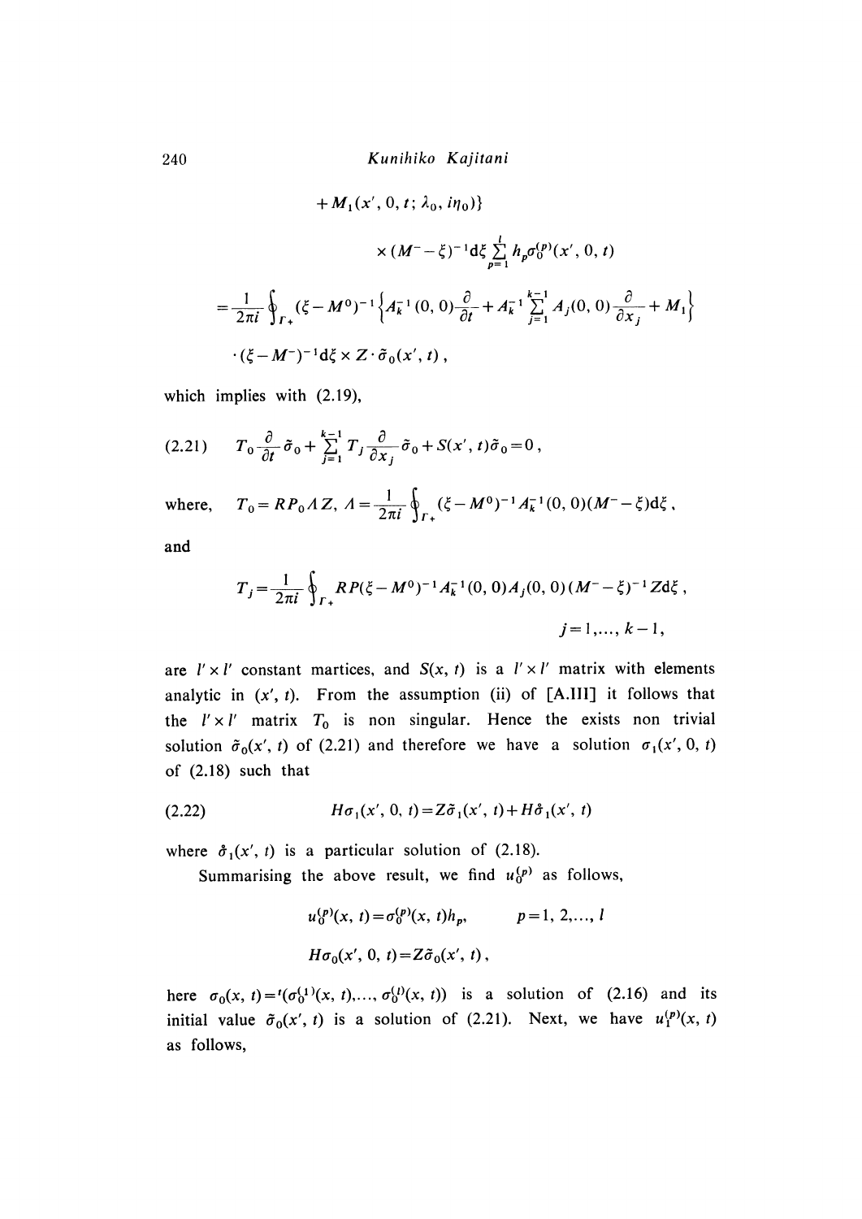$$+M_1(x', 0, t; \lambda_0, i\eta_0)\}$$

$$\times (M^- - \xi)^{-1} d\xi \sum_{p=1}^{l} h_p \sigma_0^{(p)}(x', 0, t)$$

$$= \frac{1}{2\pi i} \oint_{\Gamma_+} (\xi - M^0)^{-1} \left\{ A_k^{-1}(0, 0) \frac{\partial}{\partial t} + A_k^{-1} \sum_{j=1}^{k-1} A_j(0, 0) \frac{\partial}{\partial x_j} + M_1 \right\}$$

$$\cdot (\xi - M^-)^{-1} d\xi \times Z \cdot \tilde{\sigma}_0(x', t),$$

which implies with (2.19),

$$T_0 \frac{\partial}{\partial t} \tilde{\sigma}_0 + \sum_{j=1}^{k-1} T_j \frac{\partial}{\partial x_j} \tilde{\sigma}_0 + S(x', t) \tilde{\sigma}_0 = 0, \tag{2.21}$$

where, $T_0 = RP_0 \Lambda Z$, $\Lambda = \frac{1}{2\pi i} \oint_{\Gamma_+} (\xi - M^0)^{-1} A_k^{-1}(0, 0)(M^- - \xi) d\xi$,

and

$$T_j = \frac{1}{2\pi i} \oint_{\Gamma_+} RP(\xi - M^0)^{-1} A_k^{-1}(0, 0) A_j(0, 0)(M^- - \xi)^{-1} Z d\xi,$$

$$j = 1, \dots, k-1,$$

are $l' \times l'$ constant martices, and $S(x, t)$ is a $l' \times l'$ matrix with elements analytic in $(x', t)$. From the assumption (ii) of [A.III] it follows that the $l' \times l'$ matrix $T_0$ is non singular. Hence the exists non trivial solution $\tilde{\sigma}_0(x', t)$ of (2.21) and therefore we have a solution $\sigma_1(x', 0, t)$ of (2.18) such that

$$H\sigma_1(x', 0, t) = Z\tilde{\sigma}_1(x', t) + H\mathring{\sigma}_1(x', t) \tag{2.22}$$

where $\mathring{\sigma}_1(x', t)$ is a particular solution of (2.18).

Summarising the above result, we find $u_0^{(p)}$ as follows,

$$u_0^{(p)}(x, t) = \sigma_0^{(p)}(x, t) h_p, \qquad p = 1, 2, \dots, l$$

$$H\sigma_0(x', 0, t) = Z\tilde{\sigma}_0(x', t),$$

here $\sigma_0(x, t) = {}^t(\sigma_0^{(1)}(x, t), \dots, \sigma_0^{(l)}(x, t))$ is a solution of (2.16) and its initial value $\tilde{\sigma}_0(x', t)$ is a solution of (2.21). Next, we have $u_1^{(p)}(x, t)$ as follows,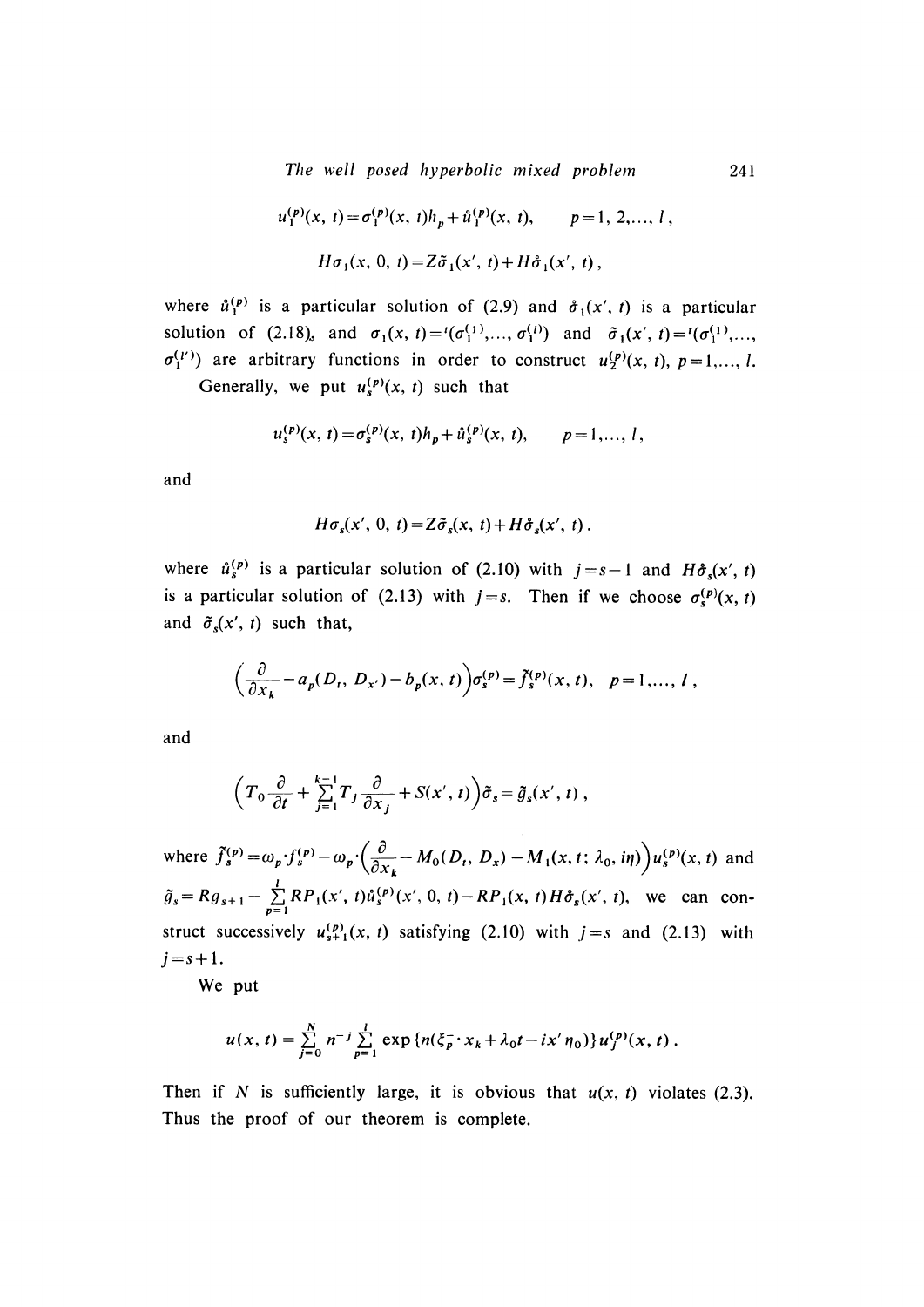$$u_1^{(p)}(x, t) = \sigma_1^{(p)}(x, t) h_p + \mathring{u}_1^{(p)}(x, t), \qquad p = 1, 2, \dots, l,$$

$$H\sigma_1(x, 0, t) = Z\tilde{\sigma}_1(x', t) + H\mathring{\sigma}_1(x', t),$$

where $\mathring{u}_1^{(p)}$ is a particular solution of (2.9) and $\mathring{\sigma}_1(x', t)$ is a particular solution of (2.18), and $\sigma_1(x, t) = {}^t(\sigma_1^{(1)}, \dots, \sigma_1^{(l)})$ and $\tilde{\sigma}_1(x', t) = {}^t(\sigma_1^{(1)}, \dots, \sigma_1^{(l')})$ are arbitrary functions in order to construct $u_2^{(p)}(x, t)$, $p = 1, \dots, l$.

Generally, we put $u_s^{(p)}(x, t)$ such that

$$u_s^{(p)}(x, t) = \sigma_s^{(p)}(x, t) h_p + \mathring{u}_s^{(p)}(x, t), \qquad p = 1, \dots, l,$$

and

$$H\sigma_s(x', 0, t) = Z\tilde{\sigma}_s(x, t) + H\mathring{\sigma}_s(x', t).$$

where $\mathring{u}_s^{(p)}$ is a particular solution of (2.10) with $j = s - 1$ and $H\mathring{\sigma}_s(x', t)$ is a particular solution of (2.13) with $j = s$. Then if we choose $\sigma_s^{(p)}(x, t)$ and $\tilde{\sigma}_s(x', t)$ such that,

$$\left(\frac{\partial}{\partial x_k} - a_p(D_t, D_{x'}) - b_p(x, t)\right)\sigma_s^{(p)} = \tilde{f}_s^{(p)}(x, t), \quad p = 1, \dots, l,$$

and

$$\left(T_0 \frac{\partial}{\partial t} + \sum_{j=1}^{k-1} T_j \frac{\partial}{\partial x_j} + S(x', t)\right)\tilde{\sigma}_s = \tilde{g}_s(x', t),$$

where $\tilde{f}_s^{(p)} = \omega_p \cdot f_s^{(p)} - \omega_p \cdot \left(\frac{\partial}{\partial x_k} - M_0(D_t, D_x) - M_1(x, t; \lambda_0, i\eta)\right) u_s^{(p)}(x, t)$ and $\tilde{g}_s = Rg_{s+1} - \sum_{p=1}^{l} RP_1(x', t)\mathring{u}_s^{(p)}(x', 0, t) - RP_1(x, t)H\mathring{\sigma}_s(x', t)$, we can construct successively $u_{s+1}^{(p)}(x, t)$ satisfying (2.10) with $j = s$ and (2.13) with $j = s + 1$.

We put

$$u(x, t) = \sum_{j=0}^{N} n^{-j} \sum_{p=1}^{l} \exp\{n(\xi_p^- \cdot x_k + \lambda_0 t - i x' \eta_0)\} u_j^{(p)}(x, t).$$

Then if $N$ is sufficiently large, it is obvious that $u(x, t)$ violates (2.3). Thus the proof of our theorem is complete.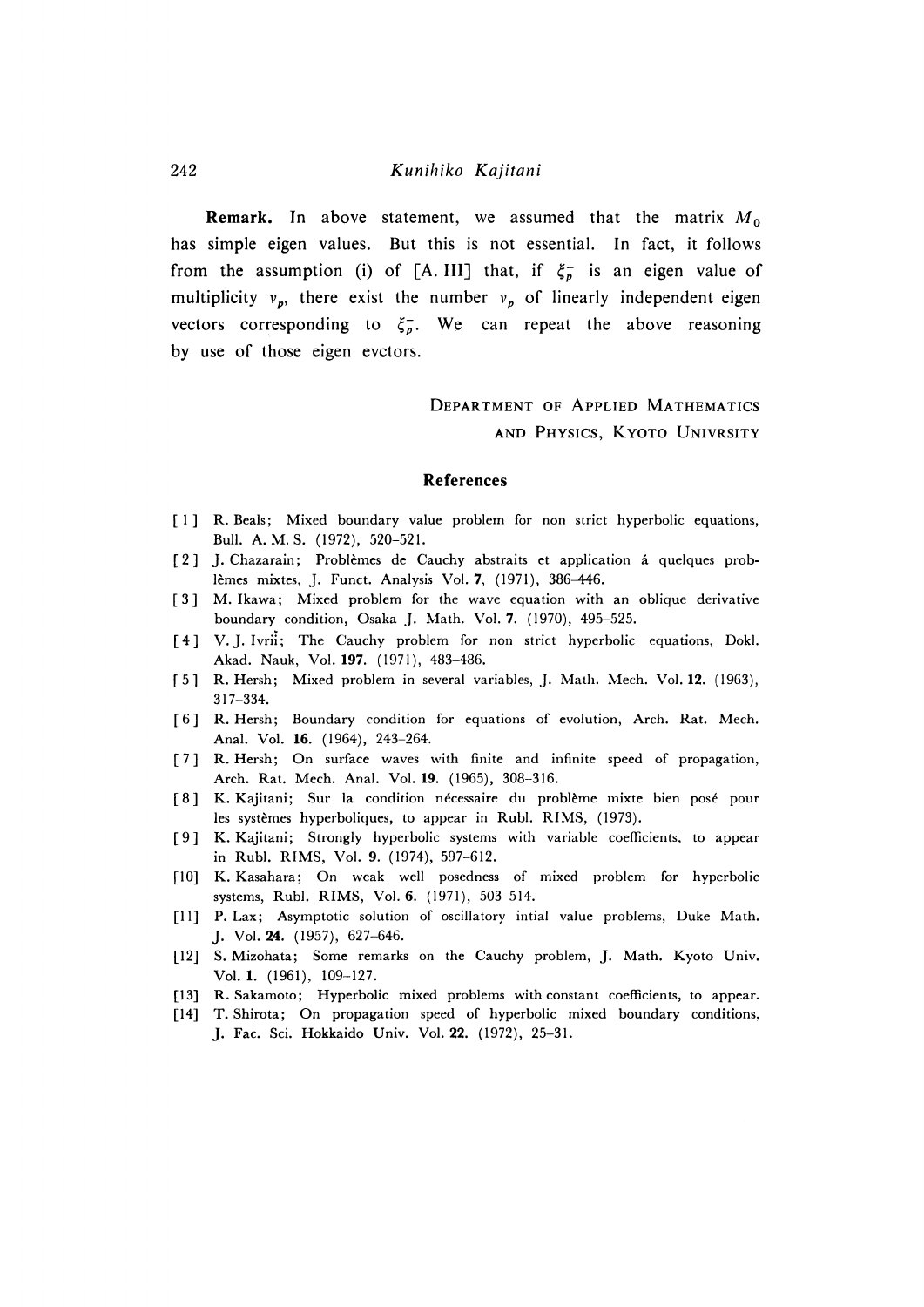**Remark.** In above statement, we assumed that the matrix $M_0$ has simple eigen values. But this is not essential. In fact, it follows from the assumption (i) of [A. III] that, if $\xi_p^-$ is an eigen value of multiplicity $\nu_p$, there exist the number $\nu_p$ of linearly independent eigen vectors corresponding to $\xi_p^-$. We can repeat the above reasoning by use of those eigen evctors.

DEPARTMENT OF APPLIED MATHEMATICS
AND PHYSICS, KYOTO UNIVRSITY

## References

[1] R. Beals; Mixed boundary value problem for non strict hyperbolic equations, Bull. A. M. S. (1972), 520–521.

[2] J. Chazarain; Problèmes de Cauchy abstraits et application á quelques problèmes mixtes, J. Funct. Analysis Vol. **7**, (1971), 386–446.

[3] M. Ikawa; Mixed problem for the wave equation with an oblique derivative boundary condition, Osaka J. Math. Vol. **7**. (1970), 495–525.

[4] V. J. Ivriĭ; The Cauchy problem for non strict hyperbolic equations, Dokl. Akad. Nauk, Vol. **197**. (1971), 483–486.

[5] R. Hersh; Mixed problem in several variables, J. Math. Mech. Vol. **12**. (1963), 317–334.

[6] R. Hersh; Boundary condition for equations of evolution, Arch. Rat. Mech. Anal. Vol. **16**. (1964), 243–264.

[7] R. Hersh; On surface waves with finite and infinite speed of propagation, Arch. Rat. Mech. Anal. Vol. **19**. (1965), 308–316.

[8] K. Kajitani; Sur la condition nécessaire du problème mixte bien posé pour les systèmes hyperboliques, to appear in Rubl. RIMS, (1973).

[9] K. Kajitani; Strongly hyperbolic systems with variable coefficients, to appear in Rubl. RIMS, Vol. **9**. (1974), 597–612.

[10] K. Kasahara; On weak well posedness of mixed problem for hyperbolic systems, Rubl. RIMS, Vol. **6**. (1971), 503–514.

[11] P. Lax; Asymptotic solution of oscillatory intial value problems, Duke Math. J. Vol. **24**. (1957), 627–646.

[12] S. Mizohata; Some remarks on the Cauchy problem, J. Math. Kyoto Univ. Vol. **1**. (1961), 109–127.

[13] R. Sakamoto; Hyperbolic mixed problems with constant coefficients, to appear.

[14] T. Shirota; On propagation speed of hyperbolic mixed boundary conditions, J. Fac. Sci. Hokkaido Univ. Vol. **22**. (1972), 25–31.